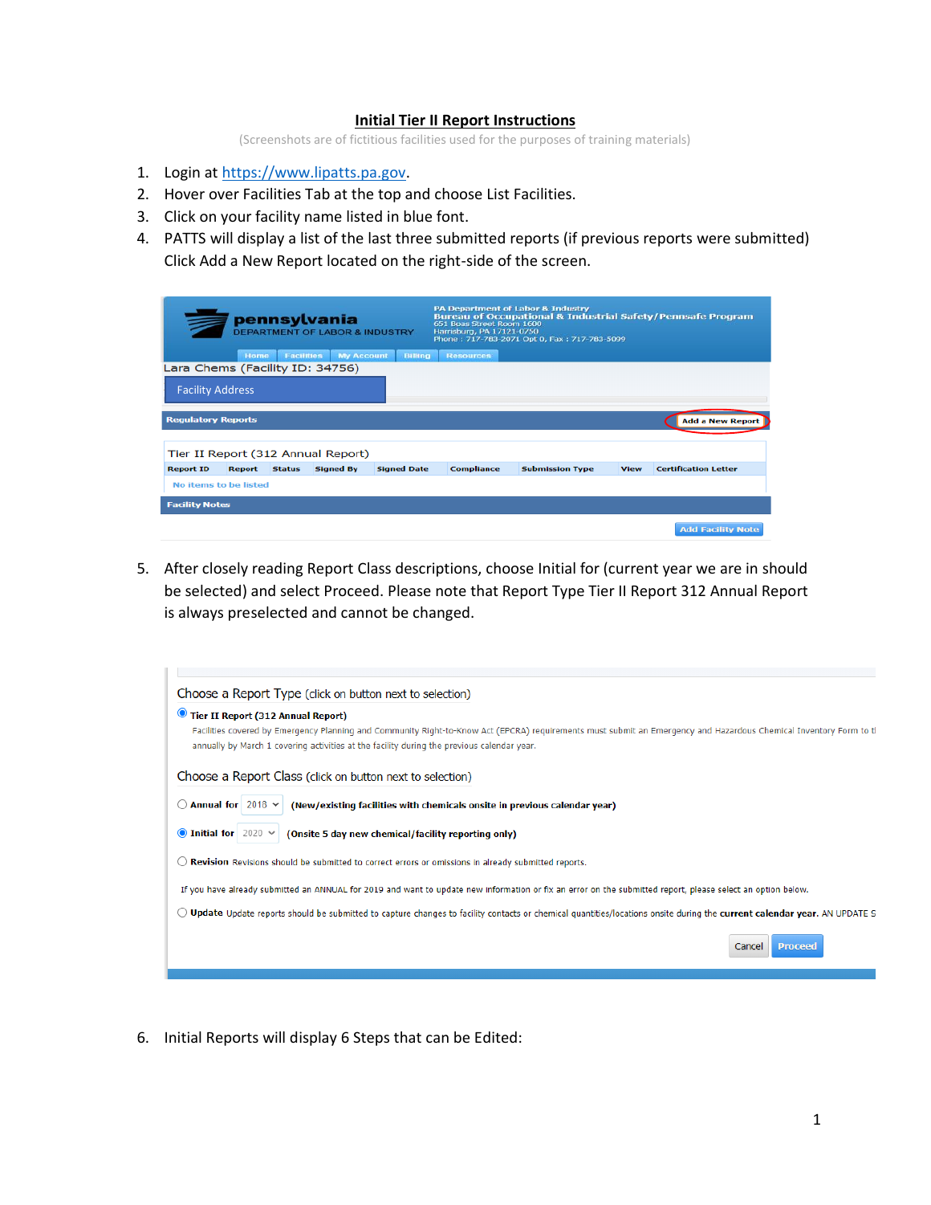# Initial Tier II Report Instructions

(Screenshots are of fictitious facilities used for the purposes of training materials)

1. Login at https://www.lipatts.pa.gov.
2. Hover over Facilities Tab at the top and choose List Facilities.
3. Click on your facility name listed in blue font.
4. PATTS will display a list of the last three submitted reports (if previous reports were submitted) Click Add a New Report located on the right-side of the screen.
5. After closely reading Report Class descriptions, choose Initial for (current year we are in should be selected) and select Proceed. Please note that Report Type Tier II Report 312 Annual Report is always preselected and cannot be changed.
6. Initial Reports will display 6 Steps that can be Edited: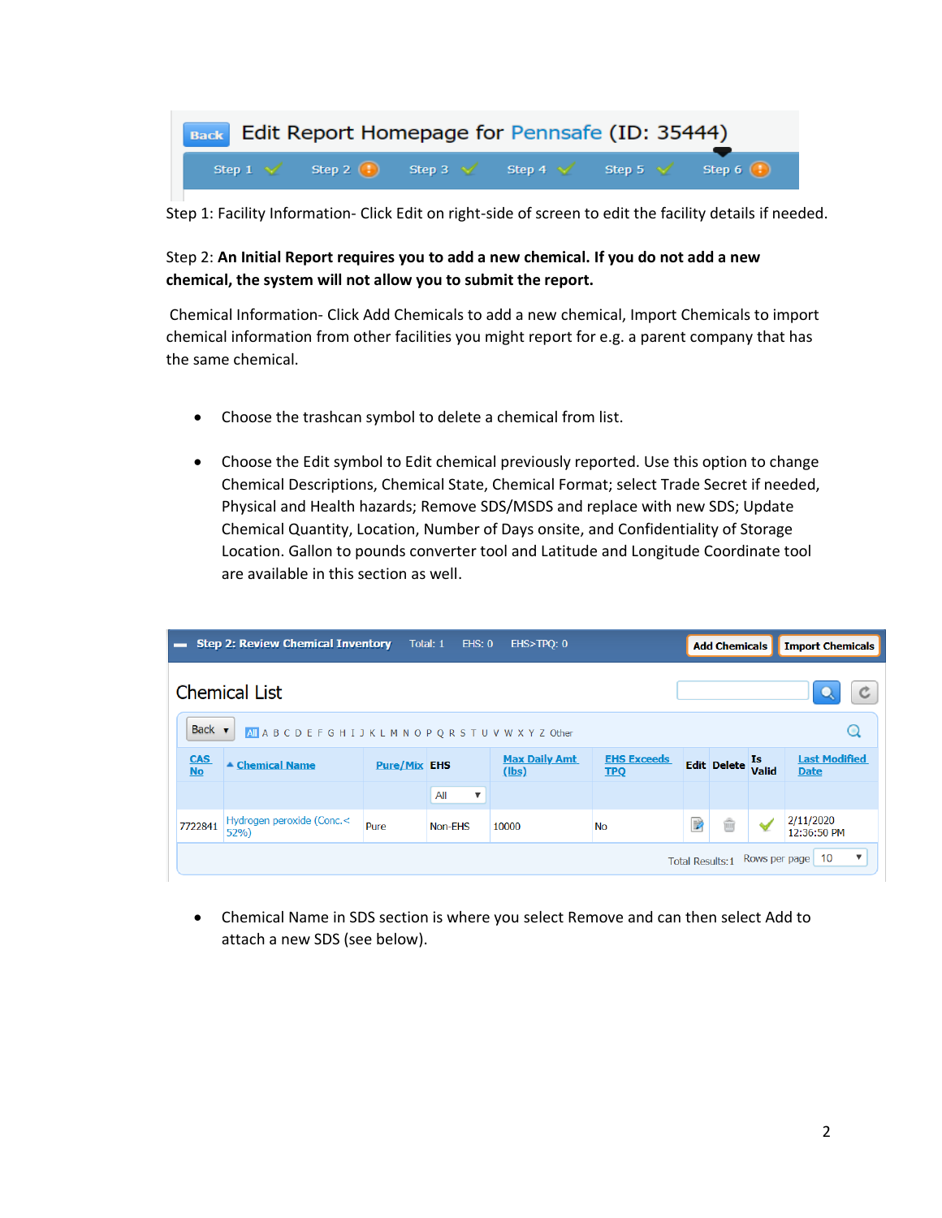Step 1: Facility Information- Click Edit on right-side of screen to edit the facility details if needed.

Step 2: **An Initial Report requires you to add a new chemical. If you do not add a new chemical, the system will not allow you to submit the report.**

Chemical Information- Click Add Chemicals to add a new chemical, Import Chemicals to import chemical information from other facilities you might report for e.g. a parent company that has the same chemical.

- Choose the trashcan symbol to delete a chemical from list.

- Choose the Edit symbol to Edit chemical previously reported. Use this option to change Chemical Descriptions, Chemical State, Chemical Format; select Trade Secret if needed, Physical and Health hazards; Remove SDS/MSDS and replace with new SDS; Update Chemical Quantity, Location, Number of Days onsite, and Confidentiality of Storage Location. Gallon to pounds converter tool and Latitude and Longitude Coordinate tool are available in this section as well.

- Chemical Name in SDS section is where you select Remove and can then select Add to attach a new SDS (see below).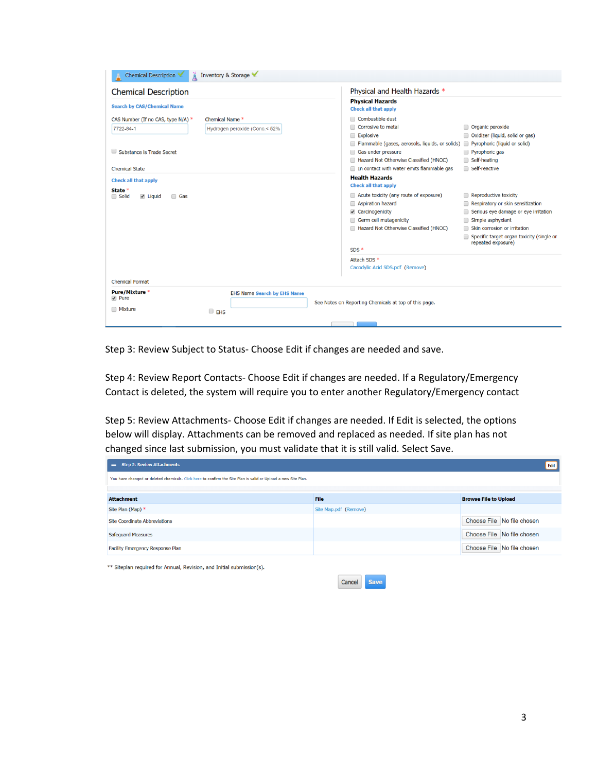Chemical Description ✔ | Inventory & Storage ✔

## Chemical Description

Search by CAS/Chemical Name

CAS Number (If no CAS, type N/A) * 
7722-84-1

Chemical Name * 
Hydrogen peroxide (Conc.< 52%

☐ Substance is Trade Secret

Chemical State

Check all that apply

State *
☐ Solid ☑ Liquid ☐ Gas

## Physical and Health Hazards *

**Physical Hazards**
Check all that apply

- ☐ Combustible dust
- ☐ Corrosive to metal
- ☐ Explosive
- ☐ Flammable (gases, aerosols, liquids, or solids)
- ☐ Gas under pressure
- ☐ Hazard Not Otherwise Classified (HNOC)
- ☐ In contact with water emits flammable gas
- ☐ Organic peroxide
- ☐ Oxidizer (liquid, solid or gas)
- ☐ Pyrophoric (liquid or solid)
- ☐ Pyrophoric gas
- ☐ Self-heating
- ☐ Self-reactive

**Health Hazards**
Check all that apply

- ☐ Acute toxicity (any route of exposure)
- ☐ Aspiration hazard
- ☑ Carcinogenicity
- ☐ Germ cell mutagenicity
- ☐ Hazard Not Otherwise Classified (HNOC)
- ☐ Reproductive toxicity
- ☐ Respiratory or skin sensitization
- ☐ Serious eye damage or eye irritation
- ☐ Simple asphyxiant
- ☐ Skin corrosion or irritation
- ☐ Specific target organ toxicity (single or repeated exposure)

SDS *

Attach SDS *
Cacodylic Acid SDS.pdf (Remove)

Chemical Format

Pure/Mixture *
☑ Pure
☐ Mixture

EHS Name Search by EHS Name
☐ EHS

See Notes on Reporting Chemicals at top of this page.

Step 3: Review Subject to Status- Choose Edit if changes are needed and save.

Step 4: Review Report Contacts- Choose Edit if changes are needed. If a Regulatory/Emergency Contact is deleted, the system will require you to enter another Regulatory/Emergency contact

Step 5: Review Attachments- Choose Edit if changes are needed. If Edit is selected, the options below will display. Attachments can be removed and replaced as needed. If site plan has not changed since last submission, you must validate that it is still valid. Select Save.

**Step 5: Review Attachments** — Edit

You have changed or deleted chemicals. Click here to confirm the Site Plan is valid or Upload a new Site Plan.

| Attachment | File | Browse File to Upload |
|---|---|---|
| Site Plan (Map) * | Site Map.pdf (Remove) | |
| Site Coordinate Abbreviations | | Choose File No file chosen |
| Safeguard Measures | | Choose File No file chosen |
| Facility Emergency Response Plan | | Choose File No file chosen |

** Siteplan required for Annual, Revision, and Initial submission(s).

Cancel Save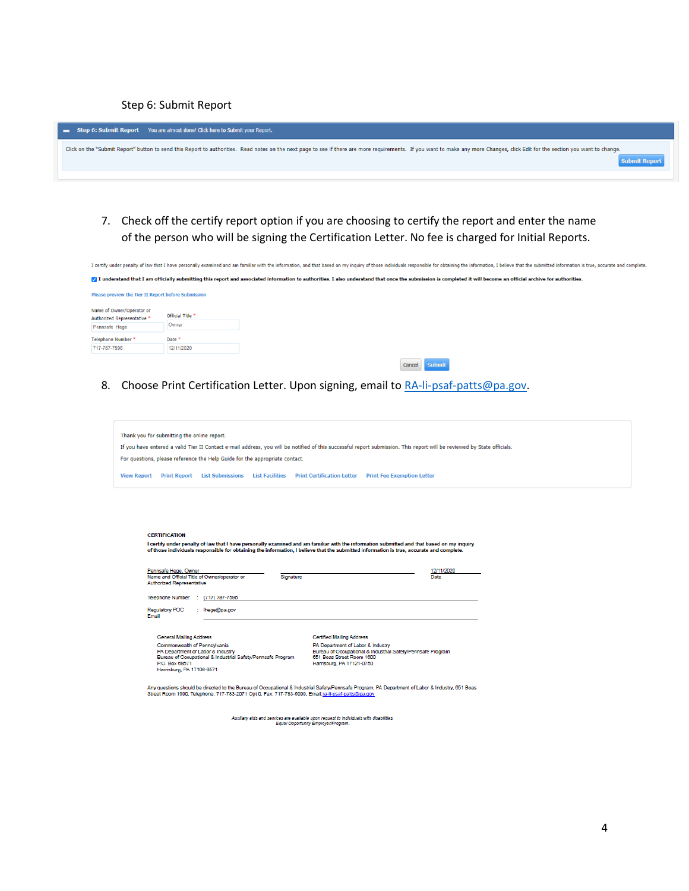Step 6: Submit Report

**Step 6: Submit Report** You are almost done! Click here to Submit your Report.

Click on the "Submit Report" button to send this Report to authorities. Read notes on the next page to see if there are more requirements. If you want to make any more Changes, click Edit for the section you want to change.

Submit Report

7. Check off the certify report option if you are choosing to certify the report and enter the name of the person who will be signing the Certification Letter. No fee is charged for Initial Reports.

I certify under penalty of law that I have personally examined and am familiar with the information, and that based on my inquiry of those individuals responsible for obtaining the information, I believe that the submitted information is true, accurate and complete.

☑ **I understand that I am officially submitting this report and associated information to authorities. I also understand that once the submission is completed it will become an official archive for authorities.**

Please preview the Tier II Report before Submission

Name of Owner/Operator or Authorized Representative * : Pennsafe Hege

Official Title * : Owner

Telephone Number * : 717-787-7596

Date * : 12/11/2020

Cancel Submit

8. Choose Print Certification Letter. Upon signing, email to RA-li-psaf-patts@pa.gov.

Thank you for submitting the online report.

If you have entered a valid Tier II Contact e-mail address, you will be notified of this successful report submission. This report will be reviewed by State officials.

For questions, please reference the Help Guide for the appropriate contact.

View Report Print Report List Submissions List Facilities Print Certification Letter Print Fee Exemption Letter

**CERTIFICATION**

**I certify under penalty of law that I have personally examined and am familiar with the information submitted and that based on my inquiry of those individuals responsible for obtaining the information, I believe that the submitted information is true, accurate and complete.**

Pennsafe Hege, Owner
Name and Official Title of Owner/operator or Authorized Representative

Signature

12/11/2020
Date

Telephone Number : (717) 787-7596

Regulatory POC Email : lhege@pa.gov

General Mailing Address
Commonwealth of Pennsylvania
PA Department of Labor & Industry
Bureau of Occupational & Industrial Safety/Pennsafe Program
P.O. Box 68571
Harrisburg, PA 17106-8571

Certified Mailing Address
PA Department of Labor & Industry
Bureau of Occupational & Industrial Safety/Pennsafe Program
651 Boas Street Room 1600
Harrisburg, PA 17121-0750

Any questions should be directed to the Bureau of Occupational & Industrial Safety/Pennsafe Program. PA Department of Labor & Industry, 651 Boas Street Room 1600, Telephone: 717-783-2071 Opt 0, Fax: 717-783-5099, Email: ra-li-psaf-patts@pa.gov

*Auxiliary aids and services are available upon request to individuals with disabilities.*
*Equal Opportunity Employer/Program.*